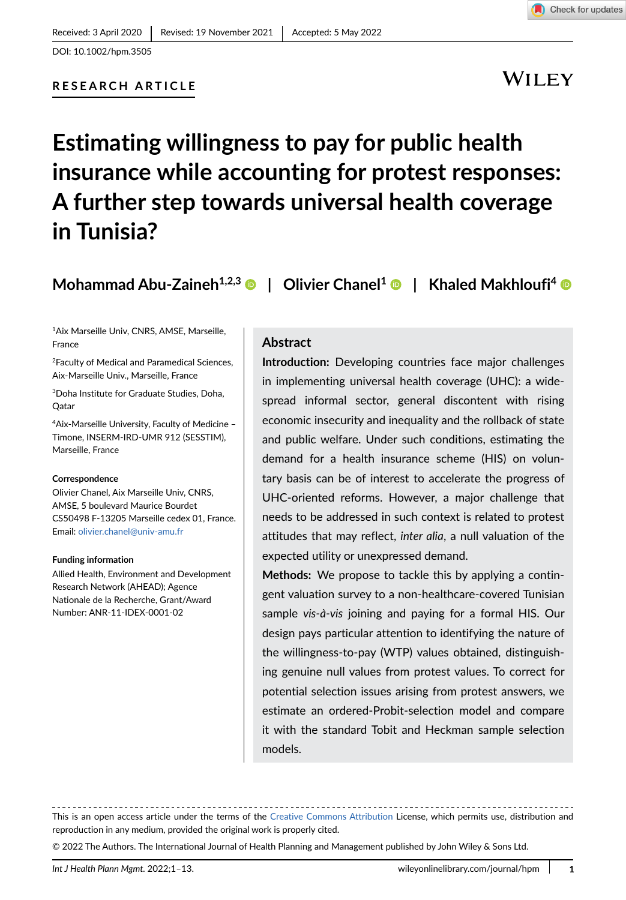Received: 3 April 2020 | Revised: 19 November 2021 | Accepted: 5 May 2022

DOI: 10.1002/hpm.3505

RESEARCH ARTICLE

# Estimating willingness to pay for public health insurance while accounting for protest responses: A further step towards universal health coverage in Tunisia?

Mohammad Abu-Zaineh[1,2,3] | Olivier Chanel[1] | Khaled Makhloufi[4]

[1]Aix Marseille Univ, CNRS, AMSE, Marseille, France

[2]Faculty of Medical and Paramedical Sciences, Aix-Marseille Univ., Marseille, France

[3]Doha Institute for Graduate Studies, Doha, Qatar

[4]Aix-Marseille University, Faculty of Medicine – Timone, INSERM-IRD-UMR 912 (SESSTIM), Marseille, France

**Correspondence**
Olivier Chanel, Aix Marseille Univ, CNRS, AMSE, 5 boulevard Maurice Bourdet CS50498 F-13205 Marseille cedex 01, France.
Email: olivier.chanel@univ-amu.fr

**Funding information**
Allied Health, Environment and Development Research Network (AHEAD); Agence Nationale de la Recherche, Grant/Award Number: ANR-11-IDEX-0001-02

## Abstract

**Introduction:** Developing countries face major challenges in implementing universal health coverage (UHC): a widespread informal sector, general discontent with rising economic insecurity and inequality and the rollback of state and public welfare. Under such conditions, estimating the demand for a health insurance scheme (HIS) on voluntary basis can be of interest to accelerate the progress of UHC-oriented reforms. However, a major challenge that needs to be addressed in such context is related to protest attitudes that may reflect, *inter alia*, a null valuation of the expected utility or unexpressed demand.

**Methods:** We propose to tackle this by applying a contingent valuation survey to a non-healthcare-covered Tunisian sample *vis-à-vis* joining and paying for a formal HIS. Our design pays particular attention to identifying the nature of the willingness-to-pay (WTP) values obtained, distinguishing genuine null values from protest values. To correct for potential selection issues arising from protest answers, we estimate an ordered-Probit-selection model and compare it with the standard Tobit and Heckman sample selection models.

This is an open access article under the terms of the Creative Commons Attribution License, which permits use, distribution and reproduction in any medium, provided the original work is properly cited.

© 2022 The Authors. The International Journal of Health Planning and Management published by John Wiley & Sons Ltd.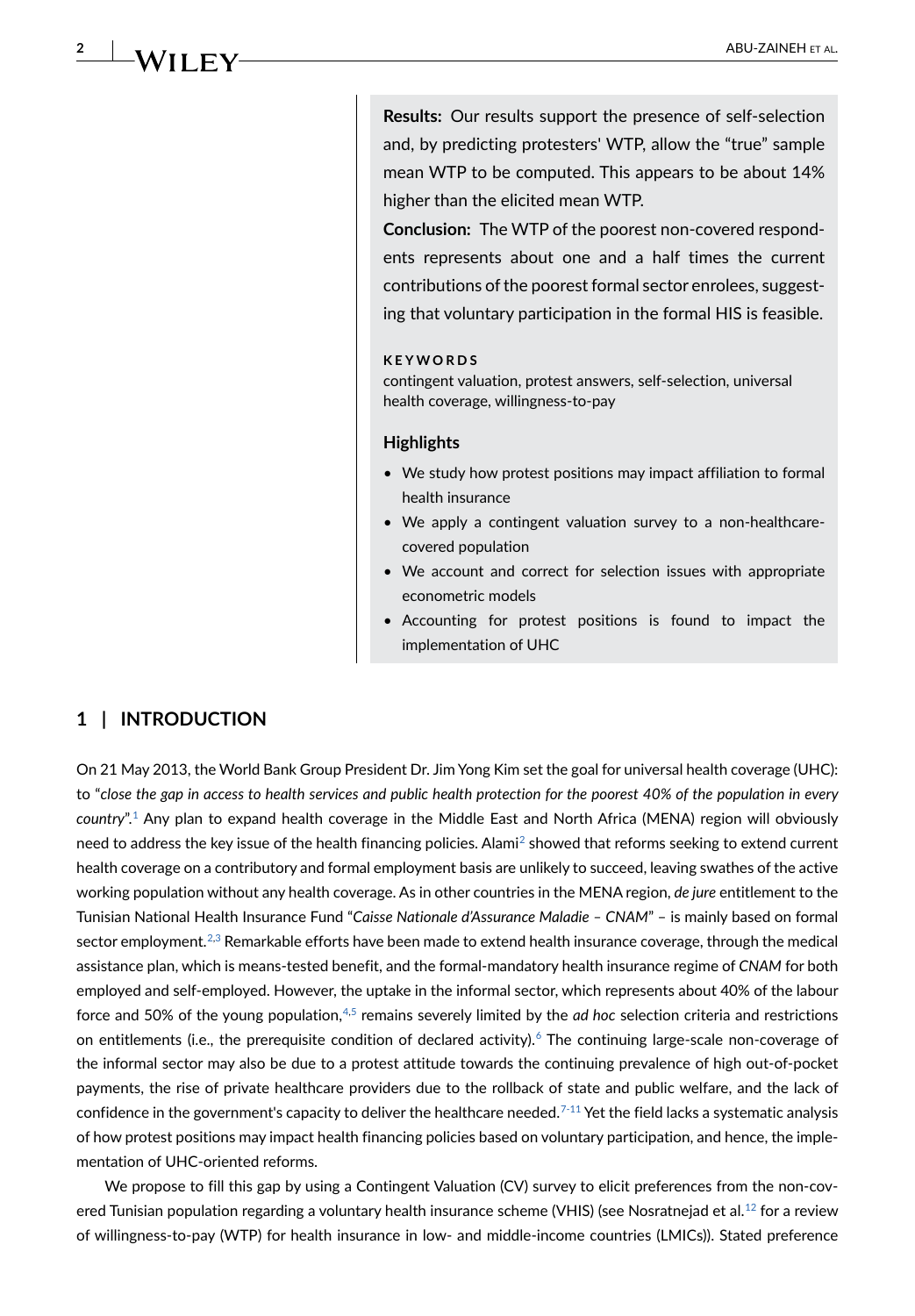**Results:** Our results support the presence of self-selection and, by predicting protesters' WTP, allow the "true" sample mean WTP to be computed. This appears to be about 14% higher than the elicited mean WTP.

**Conclusion:** The WTP of the poorest non-covered respondents represents about one and a half times the current contributions of the poorest formal sector enrolees, suggesting that voluntary participation in the formal HIS is feasible.

**KEYWORDS**

contingent valuation, protest answers, self-selection, universal health coverage, willingness-to-pay

**Highlights**

- We study how protest positions may impact affiliation to formal health insurance
- We apply a contingent valuation survey to a non-healthcare-covered population
- We account and correct for selection issues with appropriate econometric models
- Accounting for protest positions is found to impact the implementation of UHC

## 1 | INTRODUCTION

On 21 May 2013, the World Bank Group President Dr. Jim Yong Kim set the goal for universal health coverage (UHC): to "*close the gap in access to health services and public health protection for the poorest 40% of the population in every country*".[1] Any plan to expand health coverage in the Middle East and North Africa (MENA) region will obviously need to address the key issue of the health financing policies. Alami[2] showed that reforms seeking to extend current health coverage on a contributory and formal employment basis are unlikely to succeed, leaving swathes of the active working population without any health coverage. As in other countries in the MENA region, *de jure* entitlement to the Tunisian National Health Insurance Fund "*Caisse Nationale d'Assurance Maladie – CNAM*" – is mainly based on formal sector employment.[2,3] Remarkable efforts have been made to extend health insurance coverage, through the medical assistance plan, which is means-tested benefit, and the formal-mandatory health insurance regime of *CNAM* for both employed and self-employed. However, the uptake in the informal sector, which represents about 40% of the labour force and 50% of the young population,[4,5] remains severely limited by the *ad hoc* selection criteria and restrictions on entitlements (i.e., the prerequisite condition of declared activity).[6] The continuing large-scale non-coverage of the informal sector may also be due to a protest attitude towards the continuing prevalence of high out-of-pocket payments, the rise of private healthcare providers due to the rollback of state and public welfare, and the lack of confidence in the government's capacity to deliver the healthcare needed.[7-11] Yet the field lacks a systematic analysis of how protest positions may impact health financing policies based on voluntary participation, and hence, the implementation of UHC-oriented reforms.

We propose to fill this gap by using a Contingent Valuation (CV) survey to elicit preferences from the non-covered Tunisian population regarding a voluntary health insurance scheme (VHIS) (see Nosratnejad et al.[12] for a review of willingness-to-pay (WTP) for health insurance in low- and middle-income countries (LMICs)). Stated preference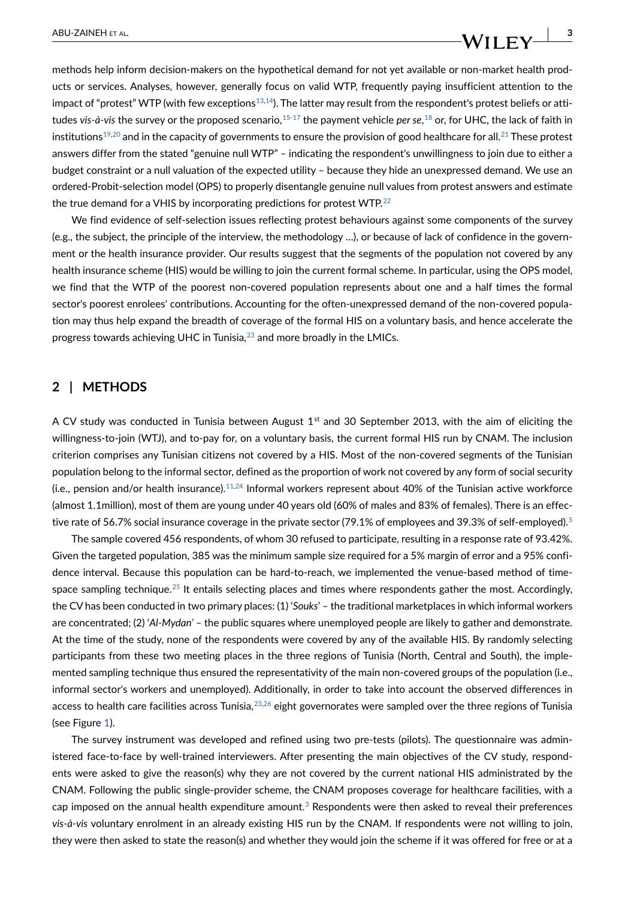methods help inform decision-makers on the hypothetical demand for not yet available or non-market health products or services. Analyses, however, generally focus on valid WTP, frequently paying insufficient attention to the impact of "protest" WTP (with few exceptions[13,14]). The latter may result from the respondent's protest beliefs or attitudes *vis-à-vis* the survey or the proposed scenario,[15-17] the payment vehicle *per se*,[18] or, for UHC, the lack of faith in institutions[19,20] and in the capacity of governments to ensure the provision of good healthcare for all.[21] These protest answers differ from the stated "genuine null WTP" – indicating the respondent's unwillingness to join due to either a budget constraint or a null valuation of the expected utility – because they hide an unexpressed demand. We use an ordered-Probit-selection model (OPS) to properly disentangle genuine null values from protest answers and estimate the true demand for a VHIS by incorporating predictions for protest WTP.[22]

We find evidence of self-selection issues reflecting protest behaviours against some components of the survey (e.g., the subject, the principle of the interview, the methodology …), or because of lack of confidence in the government or the health insurance provider. Our results suggest that the segments of the population not covered by any health insurance scheme (HIS) would be willing to join the current formal scheme. In particular, using the OPS model, we find that the WTP of the poorest non-covered population represents about one and a half times the formal sector's poorest enrolees' contributions. Accounting for the often-unexpressed demand of the non-covered population may thus help expand the breadth of coverage of the formal HIS on a voluntary basis, and hence accelerate the progress towards achieving UHC in Tunisia,[23] and more broadly in the LMICs.

## 2 | METHODS

A CV study was conducted in Tunisia between August 1st and 30 September 2013, with the aim of eliciting the willingness-to-join (WTJ), and to-pay for, on a voluntary basis, the current formal HIS run by CNAM. The inclusion criterion comprises any Tunisian citizens not covered by a HIS. Most of the non-covered segments of the Tunisian population belong to the informal sector, defined as the proportion of work not covered by any form of social security (i.e., pension and/or health insurance).[11,24] Informal workers represent about 40% of the Tunisian active workforce (almost 1.1million), most of them are young under 40 years old (60% of males and 83% of females). There is an effective rate of 56.7% social insurance coverage in the private sector (79.1% of employees and 39.3% of self-employed).[5]

The sample covered 456 respondents, of whom 30 refused to participate, resulting in a response rate of 93.42%. Given the targeted population, 385 was the minimum sample size required for a 5% margin of error and a 95% confidence interval. Because this population can be hard-to-reach, we implemented the venue-based method of time-space sampling technique.[25] It entails selecting places and times where respondents gather the most. Accordingly, the CV has been conducted in two primary places: (1) '*Souks*' – the traditional marketplaces in which informal workers are concentrated; (2) '*Al-Mydan*' – the public squares where unemployed people are likely to gather and demonstrate. At the time of the study, none of the respondents were covered by any of the available HIS. By randomly selecting participants from these two meeting places in the three regions of Tunisia (North, Central and South), the implemented sampling technique thus ensured the representativity of the main non-covered groups of the population (i.e., informal sector's workers and unemployed). Additionally, in order to take into account the observed differences in access to health care facilities across Tunisia,[23,26] eight governorates were sampled over the three regions of Tunisia (see Figure 1).

The survey instrument was developed and refined using two pre-tests (pilots). The questionnaire was administered face-to-face by well-trained interviewers. After presenting the main objectives of the CV study, respondents were asked to give the reason(s) why they are not covered by the current national HIS administrated by the CNAM. Following the public single-provider scheme, the CNAM proposes coverage for healthcare facilities, with a cap imposed on the annual health expenditure amount.[3] Respondents were then asked to reveal their preferences *vis-à-vis* voluntary enrolment in an already existing HIS run by the CNAM. If respondents were not willing to join, they were then asked to state the reason(s) and whether they would join the scheme if it was offered for free or at a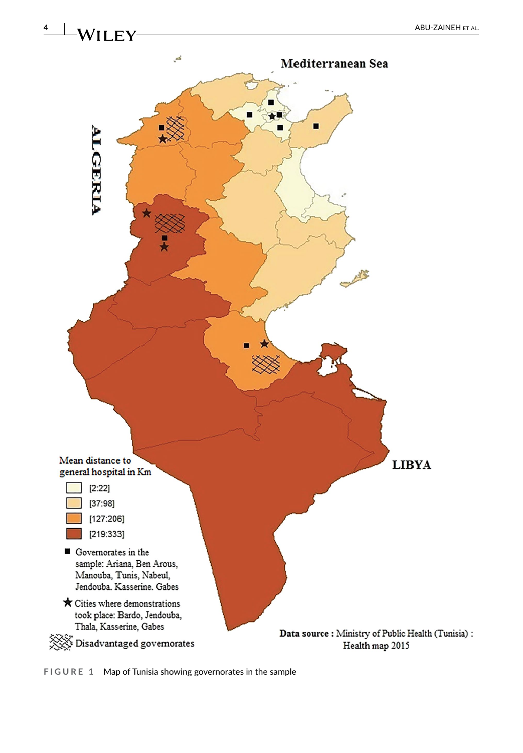Mediterranean Sea

ALGERIA

LIBYA

Mean distance to general hospital in Km

[2:22]

[37:98]

[127:206]

[219:333]

■ Governorates in the sample: Ariana, Ben Arous, Manouba, Tunis, Nabeul, Jendouba. Kasserine. Gabes

★ Cities where demonstrations took place: Bardo, Jendouba, Thala, Kasserine, Gabes

Disadvantaged governorates

**Data source :** Ministry of Public Health (Tunisia) : Health map 2015

FIGURE 1 Map of Tunisia showing governorates in the sample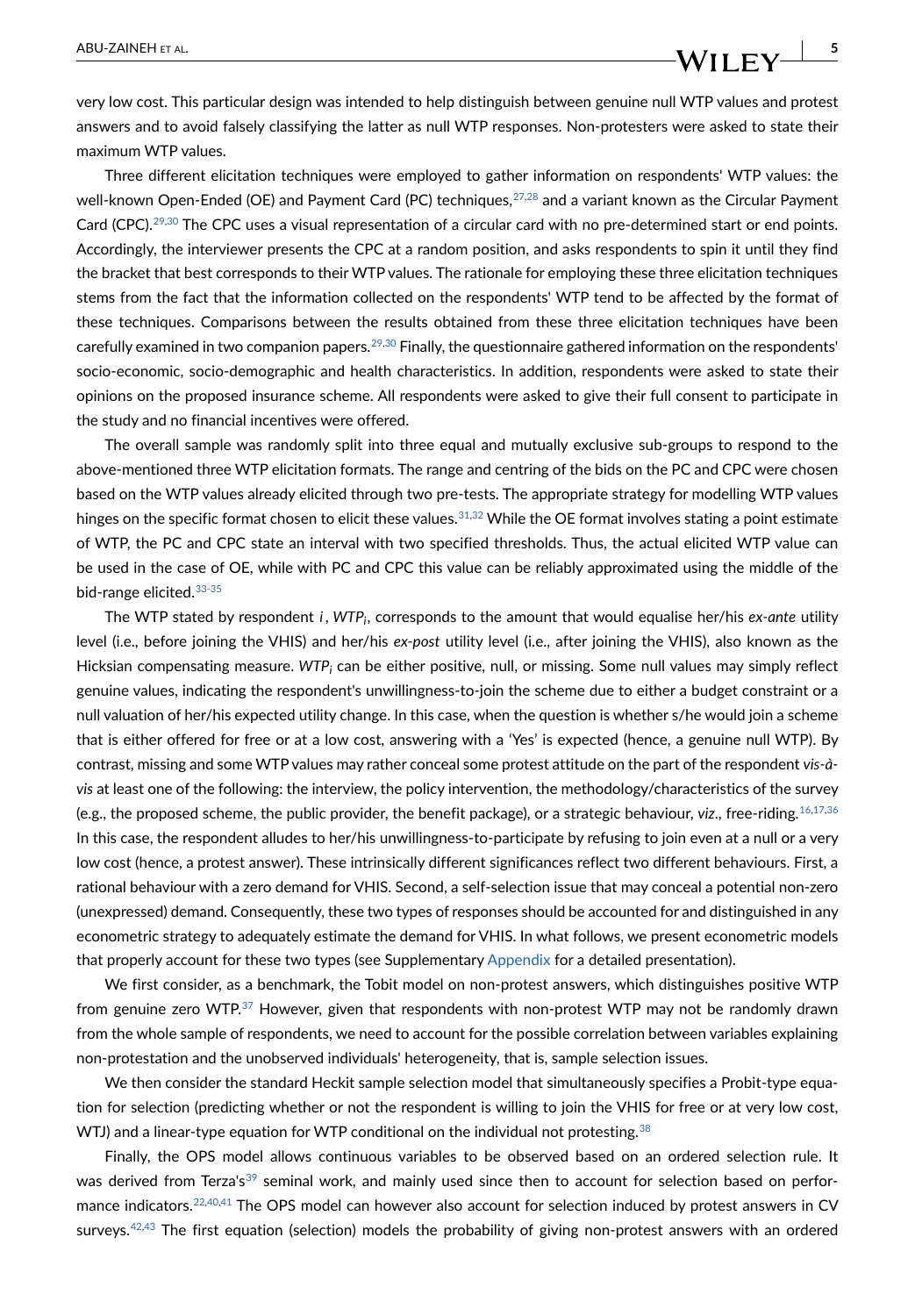very low cost. This particular design was intended to help distinguish between genuine null WTP values and protest answers and to avoid falsely classifying the latter as null WTP responses. Non-protesters were asked to state their maximum WTP values.

Three different elicitation techniques were employed to gather information on respondents' WTP values: the well-known Open-Ended (OE) and Payment Card (PC) techniques,[27,28] and a variant known as the Circular Payment Card (CPC).[29,30] The CPC uses a visual representation of a circular card with no pre-determined start or end points. Accordingly, the interviewer presents the CPC at a random position, and asks respondents to spin it until they find the bracket that best corresponds to their WTP values. The rationale for employing these three elicitation techniques stems from the fact that the information collected on the respondents' WTP tend to be affected by the format of these techniques. Comparisons between the results obtained from these three elicitation techniques have been carefully examined in two companion papers.[29,30] Finally, the questionnaire gathered information on the respondents' socio-economic, socio-demographic and health characteristics. In addition, respondents were asked to state their opinions on the proposed insurance scheme. All respondents were asked to give their full consent to participate in the study and no financial incentives were offered.

The overall sample was randomly split into three equal and mutually exclusive sub-groups to respond to the above-mentioned three WTP elicitation formats. The range and centring of the bids on the PC and CPC were chosen based on the WTP values already elicited through two pre-tests. The appropriate strategy for modelling WTP values hinges on the specific format chosen to elicit these values.[31,32] While the OE format involves stating a point estimate of WTP, the PC and CPC state an interval with two specified thresholds. Thus, the actual elicited WTP value can be used in the case of OE, while with PC and CPC this value can be reliably approximated using the middle of the bid-range elicited.[33-35]

The WTP stated by respondent $i$, $WTP_i$, corresponds to the amount that would equalise her/his *ex-ante* utility level (i.e., before joining the VHIS) and her/his *ex-post* utility level (i.e., after joining the VHIS), also known as the Hicksian compensating measure. $WTP_i$ can be either positive, null, or missing. Some null values may simply reflect genuine values, indicating the respondent's unwillingness-to-join the scheme due to either a budget constraint or a null valuation of her/his expected utility change. In this case, when the question is whether s/he would join a scheme that is either offered for free or at a low cost, answering with a 'Yes' is expected (hence, a genuine null WTP). By contrast, missing and some WTP values may rather conceal some protest attitude on the part of the respondent *vis-à-vis* at least one of the following: the interview, the policy intervention, the methodology/characteristics of the survey (e.g., the proposed scheme, the public provider, the benefit package), or a strategic behaviour, *viz*., free-riding.[16,17,36] In this case, the respondent alludes to her/his unwillingness-to-participate by refusing to join even at a null or a very low cost (hence, a protest answer). These intrinsically different significances reflect two different behaviours. First, a rational behaviour with a zero demand for VHIS. Second, a self-selection issue that may conceal a potential non-zero (unexpressed) demand. Consequently, these two types of responses should be accounted for and distinguished in any econometric strategy to adequately estimate the demand for VHIS. In what follows, we present econometric models that properly account for these two types (see Supplementary Appendix for a detailed presentation).

We first consider, as a benchmark, the Tobit model on non-protest answers, which distinguishes positive WTP from genuine zero WTP.[37] However, given that respondents with non-protest WTP may not be randomly drawn from the whole sample of respondents, we need to account for the possible correlation between variables explaining non-protestation and the unobserved individuals' heterogeneity, that is, sample selection issues.

We then consider the standard Heckit sample selection model that simultaneously specifies a Probit-type equation for selection (predicting whether or not the respondent is willing to join the VHIS for free or at very low cost, WTJ) and a linear-type equation for WTP conditional on the individual not protesting.[38]

Finally, the OPS model allows continuous variables to be observed based on an ordered selection rule. It was derived from Terza's[39] seminal work, and mainly used since then to account for selection based on performance indicators.[22,40,41] The OPS model can however also account for selection induced by protest answers in CV surveys.[42,43] The first equation (selection) models the probability of giving non-protest answers with an ordered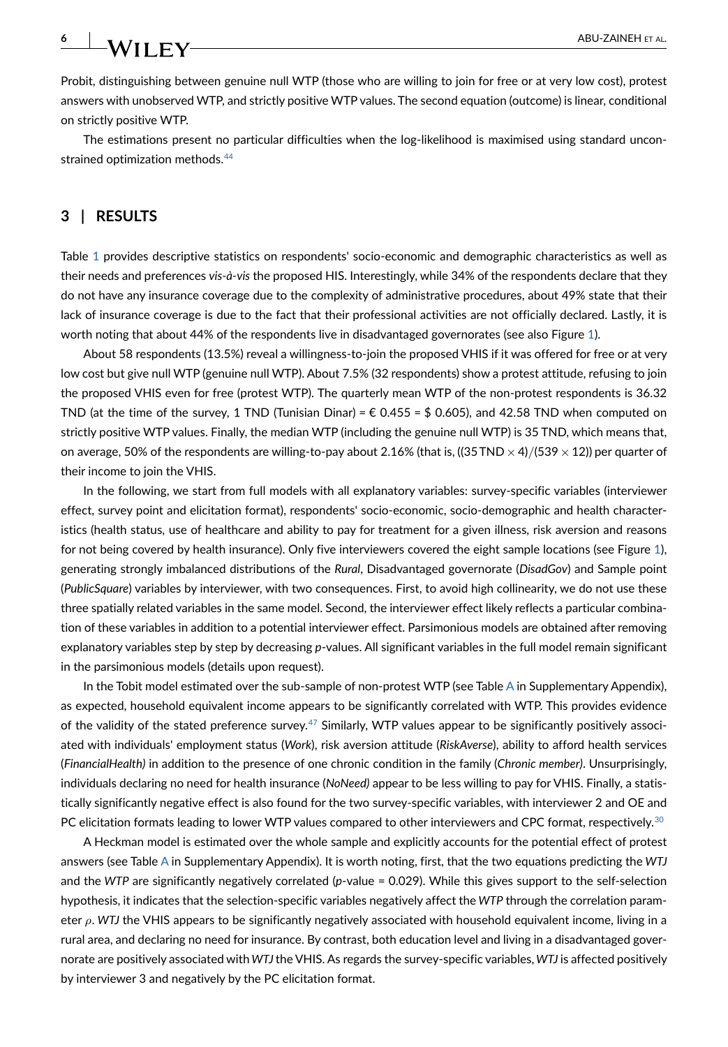Probit, distinguishing between genuine null WTP (those who are willing to join for free or at very low cost), protest answers with unobserved WTP, and strictly positive WTP values. The second equation (outcome) is linear, conditional on strictly positive WTP.

The estimations present no particular difficulties when the log-likelihood is maximised using standard unconstrained optimization methods.[44]

## 3 | RESULTS

Table 1 provides descriptive statistics on respondents' socio-economic and demographic characteristics as well as their needs and preferences *vis-à-vis* the proposed HIS. Interestingly, while 34% of the respondents declare that they do not have any insurance coverage due to the complexity of administrative procedures, about 49% state that their lack of insurance coverage is due to the fact that their professional activities are not officially declared. Lastly, it is worth noting that about 44% of the respondents live in disadvantaged governorates (see also Figure 1).

About 58 respondents (13.5%) reveal a willingness-to-join the proposed VHIS if it was offered for free or at very low cost but give null WTP (genuine null WTP). About 7.5% (32 respondents) show a protest attitude, refusing to join the proposed VHIS even for free (protest WTP). The quarterly mean WTP of the non-protest respondents is 36.32 TND (at the time of the survey, 1 TND (Tunisian Dinar) = € 0.455 = $ 0.605), and 42.58 TND when computed on strictly positive WTP values. Finally, the median WTP (including the genuine null WTP) is 35 TND, which means that, on average, 50% of the respondents are willing-to-pay about 2.16% (that is, $((35\,\text{TND} \times 4)/(539 \times 12))$ per quarter of their income to join the VHIS.

In the following, we start from full models with all explanatory variables: survey-specific variables (interviewer effect, survey point and elicitation format), respondents' socio-economic, socio-demographic and health characteristics (health status, use of healthcare and ability to pay for treatment for a given illness, risk aversion and reasons for not being covered by health insurance). Only five interviewers covered the eight sample locations (see Figure 1), generating strongly imbalanced distributions of the *Rural*, Disadvantaged governorate (*DisadGov*) and Sample point (*PublicSquare*) variables by interviewer, with two consequences. First, to avoid high collinearity, we do not use these three spatially related variables in the same model. Second, the interviewer effect likely reflects a particular combination of these variables in addition to a potential interviewer effect. Parsimonious models are obtained after removing explanatory variables step by step by decreasing *p*-values. All significant variables in the full model remain significant in the parsimonious models (details upon request).

In the Tobit model estimated over the sub-sample of non-protest WTP (see Table A in Supplementary Appendix), as expected, household equivalent income appears to be significantly correlated with WTP. This provides evidence of the validity of the stated preference survey.[47] Similarly, WTP values appear to be significantly positively associated with individuals' employment status (*Work*), risk aversion attitude (*RiskAverse*), ability to afford health services (*FinancialHealth)* in addition to the presence of one chronic condition in the family (*Chronic member)*. Unsurprisingly, individuals declaring no need for health insurance (*NoNeed)* appear to be less willing to pay for VHIS. Finally, a statistically significant negative effect is also found for the two survey-specific variables, with interviewer 2 and OE and PC elicitation formats leading to lower WTP values compared to other interviewers and CPC format, respectively.[30]

A Heckman model is estimated over the whole sample and explicitly accounts for the potential effect of protest answers (see Table A in Supplementary Appendix). It is worth noting, first, that the two equations predicting the *WTJ* and the *WTP* are significantly negatively correlated (*p*-value = 0.029). While this gives support to the self-selection hypothesis, it indicates that the selection-specific variables negatively affect the *WTP* through the correlation parameter $\rho$. *WTJ* the VHIS appears to be significantly negatively associated with household equivalent income, living in a rural area, and declaring no need for insurance. By contrast, both education level and living in a disadvantaged governorate are positively associated with *WTJ* the VHIS. As regards the survey-specific variables, *WTJ* is affected positively by interviewer 3 and negatively by the PC elicitation format.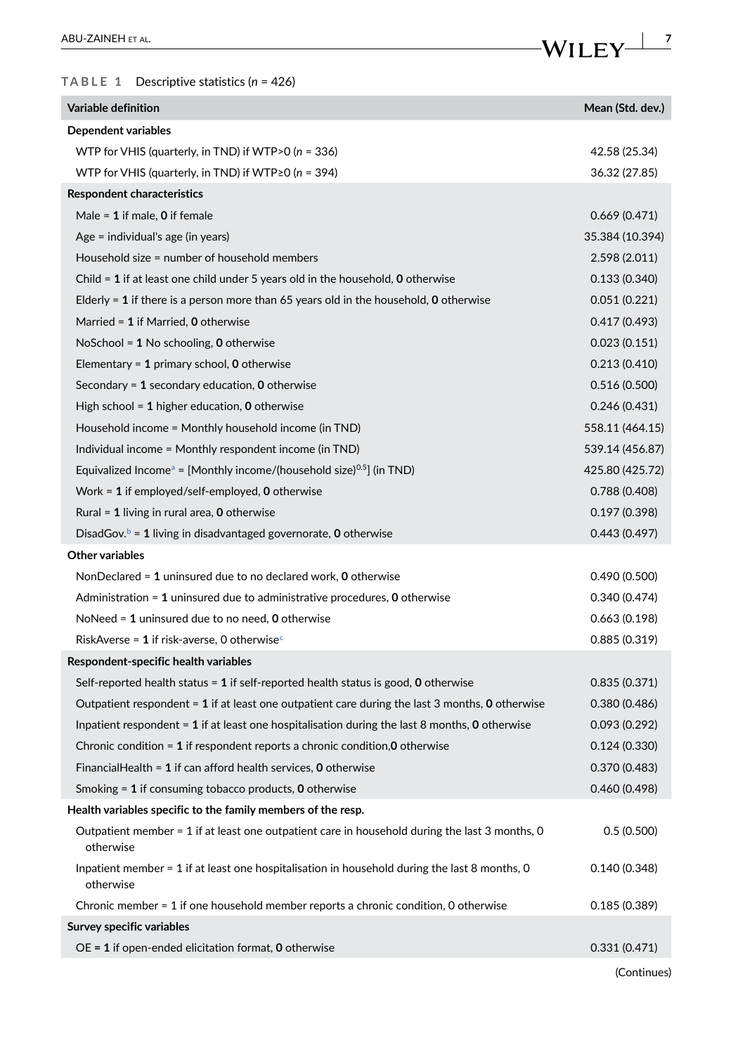**TABLE 1** Descriptive statistics ($n$ = 426)

| Variable definition | Mean (Std. dev.) |
|---|---|
| **Dependent variables** | |
| WTP for VHIS (quarterly, in TND) if WTP>0 ($n$ = 336) | 42.58 (25.34) |
| WTP for VHIS (quarterly, in TND) if WTP≥0 ($n$ = 394) | 36.32 (27.85) |
| **Respondent characteristics** | |
| Male = **1** if male, **0** if female | 0.669 (0.471) |
| Age = individual's age (in years) | 35.384 (10.394) |
| Household size = number of household members | 2.598 (2.011) |
| Child = **1** if at least one child under 5 years old in the household, **0** otherwise | 0.133 (0.340) |
| Elderly = **1** if there is a person more than 65 years old in the household, **0** otherwise | 0.051 (0.221) |
| Married = **1** if Married, **0** otherwise | 0.417 (0.493) |
| NoSchool = **1** No schooling, **0** otherwise | 0.023 (0.151) |
| Elementary = **1** primary school, **0** otherwise | 0.213 (0.410) |
| Secondary = **1** secondary education, **0** otherwise | 0.516 (0.500) |
| High school = **1** higher education, **0** otherwise | 0.246 (0.431) |
| Household income = Monthly household income (in TND) | 558.11 (464.15) |
| Individual income = Monthly respondent income (in TND) | 539.14 (456.87) |
| Equivalized Income[a] = [Monthly income/(household size)$^{0.5}$] (in TND) | 425.80 (425.72) |
| Work = **1** if employed/self-employed, **0** otherwise | 0.788 (0.408) |
| Rural = **1** living in rural area, **0** otherwise | 0.197 (0.398) |
| DisadGov.[b] = **1** living in disadvantaged governorate, **0** otherwise | 0.443 (0.497) |
| **Other variables** | |
| NonDeclared = **1** uninsured due to no declared work, **0** otherwise | 0.490 (0.500) |
| Administration = **1** uninsured due to administrative procedures, **0** otherwise | 0.340 (0.474) |
| NoNeed = **1** uninsured due to no need, **0** otherwise | 0.663 (0.198) |
| RiskAverse = **1** if risk-averse, 0 otherwise[c] | 0.885 (0.319) |
| **Respondent-specific health variables** | |
| Self-reported health status = **1** if self-reported health status is good, **0** otherwise | 0.835 (0.371) |
| Outpatient respondent = **1** if at least one outpatient care during the last 3 months, **0** otherwise | 0.380 (0.486) |
| Inpatient respondent = **1** if at least one hospitalisation during the last 8 months, **0** otherwise | 0.093 (0.292) |
| Chronic condition = **1** if respondent reports a chronic condition,**0** otherwise | 0.124 (0.330) |
| FinancialHealth = **1** if can afford health services, **0** otherwise | 0.370 (0.483) |
| Smoking = **1** if consuming tobacco products, **0** otherwise | 0.460 (0.498) |
| **Health variables specific to the family members of the resp.** | |
| Outpatient member = 1 if at least one outpatient care in household during the last 3 months, 0 otherwise | 0.5 (0.500) |
| Inpatient member = 1 if at least one hospitalisation in household during the last 8 months, 0 otherwise | 0.140 (0.348) |
| Chronic member = 1 if one household member reports a chronic condition, 0 otherwise | 0.185 (0.389) |
| **Survey specific variables** | |
| OE = **1** if open-ended elicitation format, **0** otherwise | 0.331 (0.471) |

(Continues)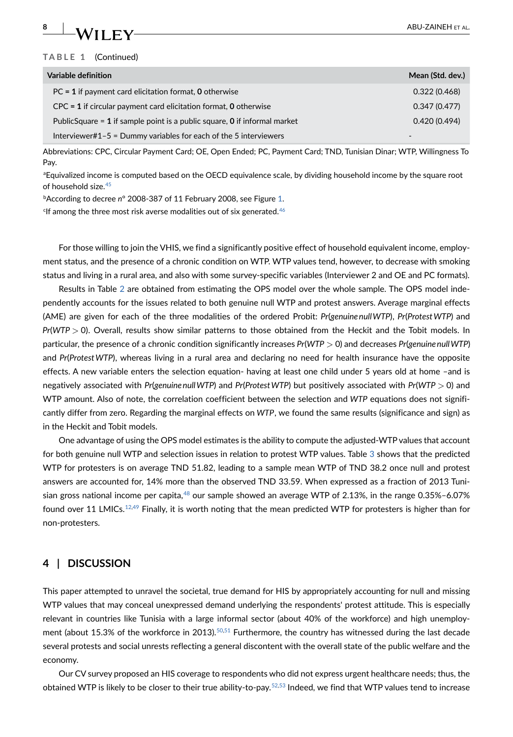**TABLE 1** (Continued)

| Variable definition | Mean (Std. dev.) |
|---|---|
| PC = **1** if payment card elicitation format, **0** otherwise | 0.322 (0.468) |
| CPC = **1** if circular payment card elicitation format, **0** otherwise | 0.347 (0.477) |
| PublicSquare = **1** if sample point is a public square, **0** if informal market | 0.420 (0.494) |
| Interviewer#1–5 = Dummy variables for each of the 5 interviewers | - |

Abbreviations: CPC, Circular Payment Card; OE, Open Ended; PC, Payment Card; TND, Tunisian Dinar; WTP, Willingness To Pay.

[a]Equivalized income is computed based on the OECD equivalence scale, by dividing household income by the square root of household size.[45]

[b]According to decree *n*° 2008-387 of 11 February 2008, see Figure 1.

[c]If among the three most risk averse modalities out of six generated.[46]

For those willing to join the VHIS, we find a significantly positive effect of household equivalent income, employment status, and the presence of a chronic condition on WTP. WTP values tend, however, to decrease with smoking status and living in a rural area, and also with some survey-specific variables (Interviewer 2 and OE and PC formats).

Results in Table 2 are obtained from estimating the OPS model over the whole sample. The OPS model independently accounts for the issues related to both genuine null WTP and protest answers. Average marginal effects (AME) are given for each of the three modalities of the ordered Probit: *Pr*(*genuine null WTP*), *Pr*(*Protest WTP*) and $Pr(WTP > 0)$. Overall, results show similar patterns to those obtained from the Heckit and the Tobit models. In particular, the presence of a chronic condition significantly increases $Pr(WTP > 0)$ and decreases *Pr*(*genuine null WTP*) and *Pr*(*Protest WTP*), whereas living in a rural area and declaring no need for health insurance have the opposite effects. A new variable enters the selection equation- having at least one child under 5 years old at home –and is negatively associated with *Pr*(*genuine null WTP*) and *Pr*(*Protest WTP*) but positively associated with $Pr(WTP > 0)$ and WTP amount. Also of note, the correlation coefficient between the selection and *WTP* equations does not significantly differ from zero. Regarding the marginal effects on *WTP*, we found the same results (significance and sign) as in the Heckit and Tobit models.

One advantage of using the OPS model estimates is the ability to compute the adjusted-WTP values that account for both genuine null WTP and selection issues in relation to protest WTP values. Table 3 shows that the predicted WTP for protesters is on average TND 51.82, leading to a sample mean WTP of TND 38.2 once null and protest answers are accounted for, 14% more than the observed TND 33.59. When expressed as a fraction of 2013 Tunisian gross national income per capita,[48] our sample showed an average WTP of 2.13%, in the range 0.35%–6.07% found over 11 LMICs.[12,49] Finally, it is worth noting that the mean predicted WTP for protesters is higher than for non-protesters.

## 4 | DISCUSSION

This paper attempted to unravel the societal, true demand for HIS by appropriately accounting for null and missing WTP values that may conceal unexpressed demand underlying the respondents' protest attitude. This is especially relevant in countries like Tunisia with a large informal sector (about 40% of the workforce) and high unemployment (about 15.3% of the workforce in 2013).[50,51] Furthermore, the country has witnessed during the last decade several protests and social unrests reflecting a general discontent with the overall state of the public welfare and the economy.

Our CV survey proposed an HIS coverage to respondents who did not express urgent healthcare needs; thus, the obtained WTP is likely to be closer to their true ability-to-pay.[52,53] Indeed, we find that WTP values tend to increase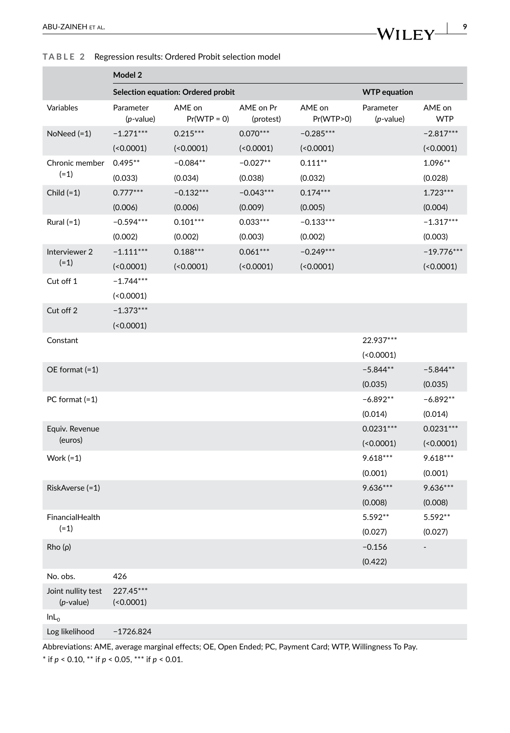**TABLE 2** Regression results: Ordered Probit selection model

| | Model 2 | | | | | |
|---|---|---|---|---|---|---|
| | Selection equation: Ordered probit | | | | WTP equation | |
| Variables | Parameter ($p$-value) | AME on Pr(WTP = 0) | AME on Pr (protest) | AME on Pr(WTP>0) | Parameter ($p$-value) | AME on WTP |
| NoNeed (=1) | −1.271*** | 0.215*** | 0.070*** | −0.285*** | | −2.817*** |
| | (<0.0001) | (<0.0001) | (<0.0001) | (<0.0001) | | (<0.0001) |
| Chronic member (=1) | 0.495** | −0.084** | −0.027** | 0.111** | | 1.096** |
| | (0.033) | (0.034) | (0.038) | (0.032) | | (0.028) |
| Child (=1) | 0.777*** | −0.132*** | −0.043*** | 0.174*** | | 1.723*** |
| | (0.006) | (0.006) | (0.009) | (0.005) | | (0.004) |
| Rural (=1) | −0.594*** | 0.101*** | 0.033*** | −0.133*** | | −1.317*** |
| | (0.002) | (0.002) | (0.003) | (0.002) | | (0.003) |
| Interviewer 2 (=1) | −1.111*** | 0.188*** | 0.061*** | −0.249*** | | −19.776*** |
| | (<0.0001) | (<0.0001) | (<0.0001) | (<0.0001) | | (<0.0001) |
| Cut off 1 | −1.744*** | | | | | |
| | (<0.0001) | | | | | |
| Cut off 2 | −1.373*** | | | | | |
| | (<0.0001) | | | | | |
| Constant | | | | | 22.937*** | |
| | | | | | (<0.0001) | |
| OE format (=1) | | | | | −5.844** | −5.844** |
| | | | | | (0.035) | (0.035) |
| PC format (=1) | | | | | −6.892** | −6.892** |
| | | | | | (0.014) | (0.014) |
| Equiv. Revenue (euros) | | | | | 0.0231*** | 0.0231*** |
| | | | | | (<0.0001) | (<0.0001) |
| Work (=1) | | | | | 9.618*** | 9.618*** |
| | | | | | (0.001) | (0.001) |
| RiskAverse (=1) | | | | | 9.636*** | 9.636*** |
| | | | | | (0.008) | (0.008) |
| FinancialHealth (=1) | | | | | 5.592** | 5.592** |
| | | | | | (0.027) | (0.027) |
| Rho ($\rho$) | | | | | −0.156 | - |
| | | | | | (0.422) | |
| No. obs. | 426 | | | | | |
| Joint nullity test ($p$-value) | 227.45*** (<0.0001) | | | | | |
| $\ln L_0$ | | | | | | |
| Log likelihood | −1726.824 | | | | | |

Abbreviations: AME, average marginal effects; OE, Open Ended; PC, Payment Card; WTP, Willingness To Pay.

* if $p < 0.10$, ** if $p < 0.05$, *** if $p < 0.01$.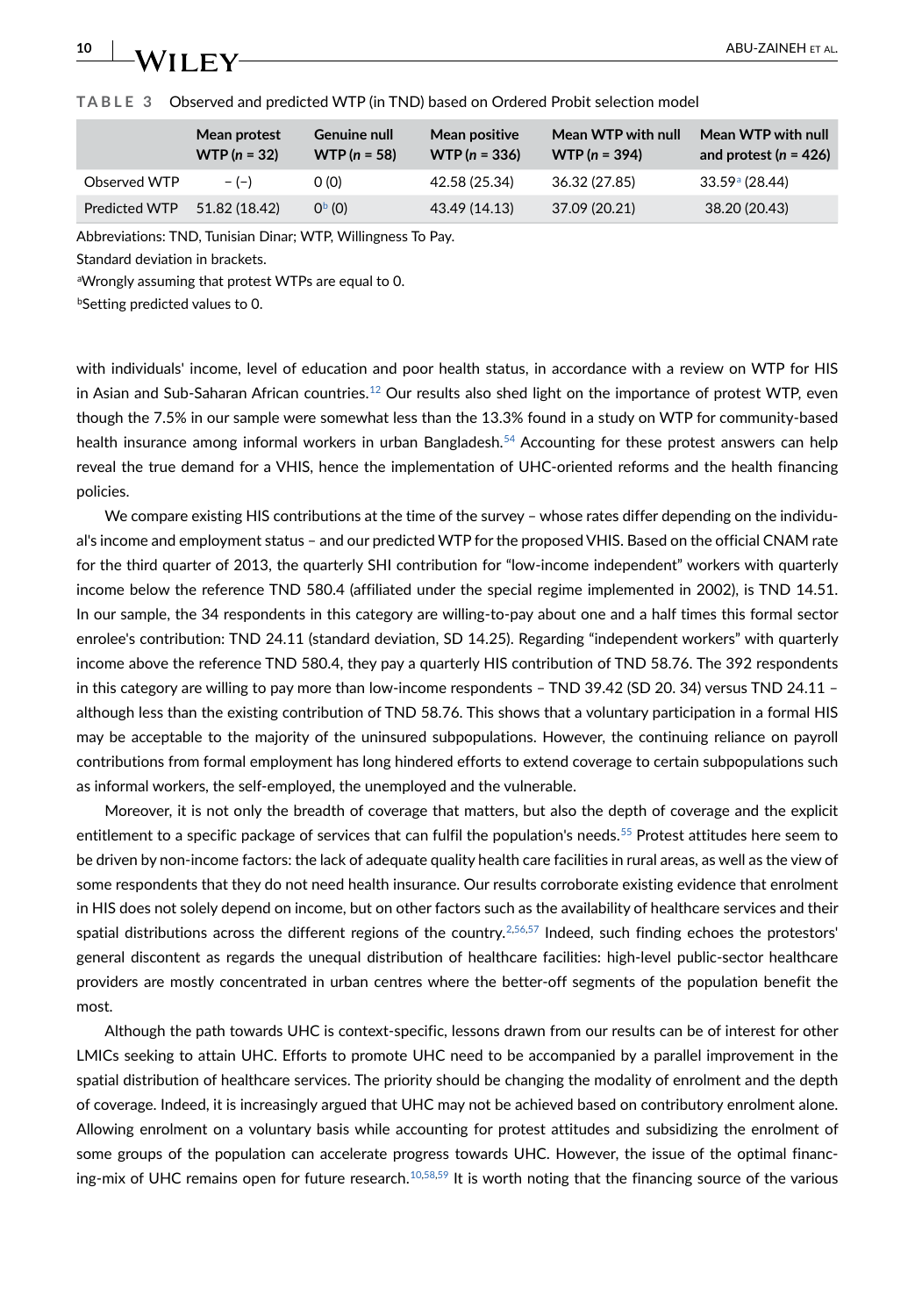**TABLE 3** Observed and predicted WTP (in TND) based on Ordered Probit selection model

| | Mean protest WTP ($n$ = 32) | Genuine null WTP ($n$ = 58) | Mean positive WTP ($n$ = 336) | Mean WTP with null WTP ($n$ = 394) | Mean WTP with null and protest ($n$ = 426) |
|---|---|---|---|---|---|
| Observed WTP | – (–) | 0 (0) | 42.58 (25.34) | 36.32 (27.85) | 33.59[a] (28.44) |
| Predicted WTP | 51.82 (18.42) | 0[b] (0) | 43.49 (14.13) | 37.09 (20.21) | 38.20 (20.43) |

Abbreviations: TND, Tunisian Dinar; WTP, Willingness To Pay.

Standard deviation in brackets.

[a]Wrongly assuming that protest WTPs are equal to 0.

[b]Setting predicted values to 0.

with individuals' income, level of education and poor health status, in accordance with a review on WTP for HIS in Asian and Sub-Saharan African countries.[12] Our results also shed light on the importance of protest WTP, even though the 7.5% in our sample were somewhat less than the 13.3% found in a study on WTP for community-based health insurance among informal workers in urban Bangladesh.[54] Accounting for these protest answers can help reveal the true demand for a VHIS, hence the implementation of UHC-oriented reforms and the health financing policies.

We compare existing HIS contributions at the time of the survey – whose rates differ depending on the individual's income and employment status – and our predicted WTP for the proposed VHIS. Based on the official CNAM rate for the third quarter of 2013, the quarterly SHI contribution for "low-income independent" workers with quarterly income below the reference TND 580.4 (affiliated under the special regime implemented in 2002), is TND 14.51. In our sample, the 34 respondents in this category are willing-to-pay about one and a half times this formal sector enrolee's contribution: TND 24.11 (standard deviation, SD 14.25). Regarding "independent workers" with quarterly income above the reference TND 580.4, they pay a quarterly HIS contribution of TND 58.76. The 392 respondents in this category are willing to pay more than low-income respondents – TND 39.42 (SD 20. 34) versus TND 24.11 – although less than the existing contribution of TND 58.76. This shows that a voluntary participation in a formal HIS may be acceptable to the majority of the uninsured subpopulations. However, the continuing reliance on payroll contributions from formal employment has long hindered efforts to extend coverage to certain subpopulations such as informal workers, the self-employed, the unemployed and the vulnerable.

Moreover, it is not only the breadth of coverage that matters, but also the depth of coverage and the explicit entitlement to a specific package of services that can fulfil the population's needs.[55] Protest attitudes here seem to be driven by non-income factors: the lack of adequate quality health care facilities in rural areas, as well as the view of some respondents that they do not need health insurance. Our results corroborate existing evidence that enrolment in HIS does not solely depend on income, but on other factors such as the availability of healthcare services and their spatial distributions across the different regions of the country.[2,56,57] Indeed, such finding echoes the protestors' general discontent as regards the unequal distribution of healthcare facilities: high-level public-sector healthcare providers are mostly concentrated in urban centres where the better-off segments of the population benefit the most.

Although the path towards UHC is context-specific, lessons drawn from our results can be of interest for other LMICs seeking to attain UHC. Efforts to promote UHC need to be accompanied by a parallel improvement in the spatial distribution of healthcare services. The priority should be changing the modality of enrolment and the depth of coverage. Indeed, it is increasingly argued that UHC may not be achieved based on contributory enrolment alone. Allowing enrolment on a voluntary basis while accounting for protest attitudes and subsidizing the enrolment of some groups of the population can accelerate progress towards UHC. However, the issue of the optimal financing-mix of UHC remains open for future research.[10,58,59] It is worth noting that the financing source of the various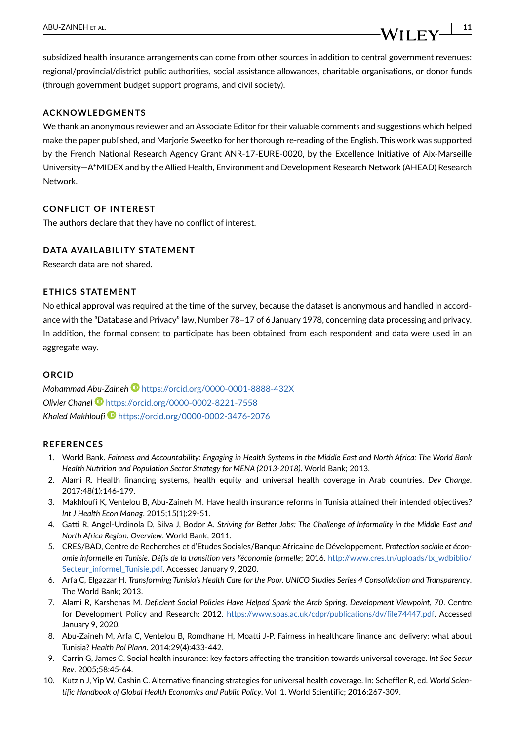subsidized health insurance arrangements can come from other sources in addition to central government revenues: regional/provincial/district public authorities, social assistance allowances, charitable organisations, or donor funds (through government budget support programs, and civil society).

## ACKNOWLEDGMENTS

We thank an anonymous reviewer and an Associate Editor for their valuable comments and suggestions which helped make the paper published, and Marjorie Sweetko for her thorough re-reading of the English. This work was supported by the French National Research Agency Grant ANR-17-EURE-0020, by the Excellence Initiative of Aix-Marseille University—A*MIDEX and by the Allied Health, Environment and Development Research Network (AHEAD) Research Network.

## CONFLICT OF INTEREST

The authors declare that they have no conflict of interest.

## DATA AVAILABILITY STATEMENT

Research data are not shared.

## ETHICS STATEMENT

No ethical approval was required at the time of the survey, because the dataset is anonymous and handled in accordance with the "Database and Privacy" law, Number 78–17 of 6 January 1978, concerning data processing and privacy. In addition, the formal consent to participate has been obtained from each respondent and data were used in an aggregate way.

## ORCID

*Mohammad Abu-Zaineh* https://orcid.org/0000-0001-8888-432X
*Olivier Chanel* https://orcid.org/0000-0002-8221-7558
*Khaled Makhloufi* https://orcid.org/0000-0002-3476-2076

## REFERENCES

1. World Bank. *Fairness and Accountability: Engaging in Health Systems in the Middle East and North Africa: The World Bank Health Nutrition and Population Sector Strategy for MENA (2013-2018)*. World Bank; 2013.
2. Alami R. Health financing systems, health equity and universal health coverage in Arab countries. *Dev Change*. 2017;48(1):146-179.
3. Makhloufi K, Ventelou B, Abu-Zaineh M. Have health insurance reforms in Tunisia attained their intended objectives? *Int J Health Econ Manag*. 2015;15(1):29-51.
4. Gatti R, Angel-Urdinola D, Silva J, Bodor A. *Striving for Better Jobs: The Challenge of Informality in the Middle East and North Africa Region: Overview*. World Bank; 2011.
5. CRES/BAD, Centre de Recherches et d'Etudes Sociales/Banque Africaine de Développement. *Protection sociale et économie informelle en Tunisie. Défis de la transition vers l'économie formelle*; 2016. http://www.cres.tn/uploads/tx_wdbiblio/Secteur_informel_Tunisie.pdf. Accessed January 9, 2020.
6. Arfa C, Elgazzar H. *Transforming Tunisia's Health Care for the Poor. UNICO Studies Series 4 Consolidation and Transparency*. The World Bank; 2013.
7. Alami R, Karshenas M. *Deficient Social Policies Have Helped Spark the Arab Spring. Development Viewpoint, 70*. Centre for Development Policy and Research; 2012. https://www.soas.ac.uk/cdpr/publications/dv/file74447.pdf. Accessed January 9, 2020.
8. Abu-Zaineh M, Arfa C, Ventelou B, Romdhane H, Moatti J-P. Fairness in healthcare finance and delivery: what about Tunisia? *Health Pol Plann*. 2014;29(4):433-442.
9. Carrin G, James C. Social health insurance: key factors affecting the transition towards universal coverage. *Int Soc Secur Rev*. 2005;58:45-64.
10. Kutzin J, Yip W, Cashin C. Alternative financing strategies for universal health coverage. In: Scheffler R, ed. *World Scientific Handbook of Global Health Economics and Public Policy*. Vol. 1. World Scientific; 2016:267-309.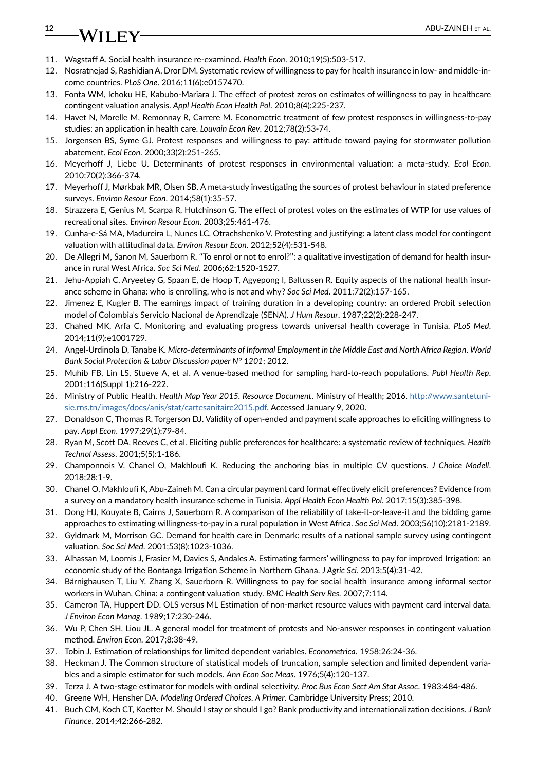11. Wagstaff A. Social health insurance re-examined. *Health Econ*. 2010;19(5):503-517.
12. Nosratnejad S, Rashidian A, Dror DM. Systematic review of willingness to pay for health insurance in low- and middle-income countries. *PLoS One*. 2016;11(6):e0157470.
13. Fonta WM, Ichoku HE, Kabubo-Mariara J. The effect of protest zeros on estimates of willingness to pay in healthcare contingent valuation analysis. *Appl Health Econ Health Pol*. 2010;8(4):225-237.
14. Havet N, Morelle M, Remonnay R, Carrere M. Econometric treatment of few protest responses in willingness-to-pay studies: an application in health care. *Louvain Econ Rev*. 2012;78(2):53-74.
15. Jorgensen BS, Syme GJ. Protest responses and willingness to pay: attitude toward paying for stormwater pollution abatement. *Ecol Econ*. 2000;33(2):251-265.
16. Meyerhoff J, Liebe U. Determinants of protest responses in environmental valuation: a meta-study. *Ecol Econ*. 2010;70(2):366-374.
17. Meyerhoff J, Mørkbak MR, Olsen SB. A meta-study investigating the sources of protest behaviour in stated preference surveys. *Environ Resour Econ*. 2014;58(1):35-57.
18. Strazzera E, Genius M, Scarpa R, Hutchinson G. The effect of protest votes on the estimates of WTP for use values of recreational sites. *Environ Resour Econ*. 2003;25:461-476.
19. Cunha-e-Sá MA, Madureira L, Nunes LC, Otrachshenko V. Protesting and justifying: a latent class model for contingent valuation with attitudinal data. *Environ Resour Econ*. 2012;52(4):531-548.
20. De Allegri M, Sanon M, Sauerborn R. "To enrol or not to enrol?": a qualitative investigation of demand for health insurance in rural West Africa. *Soc Sci Med*. 2006;62:1520-1527.
21. Jehu-Appiah C, Aryeetey G, Spaan E, de Hoop T, Agyepong I, Baltussen R. Equity aspects of the national health insurance scheme in Ghana: who is enrolling, who is not and why? *Soc Sci Med*. 2011;72(2):157-165.
22. Jimenez E, Kugler B. The earnings impact of training duration in a developing country: an ordered Probit selection model of Colombia's Servicio Nacional de Aprendizaje (SENA). *J Hum Resour*. 1987;22(2):228-247.
23. Chahed MK, Arfa C. Monitoring and evaluating progress towards universal health coverage in Tunisia. *PLoS Med*. 2014;11(9):e1001729.
24. Angel-Urdinola D, Tanabe K. *Micro-determinants of Informal Employment in the Middle East and North Africa Region*. *World Bank Social Protection & Labor Discussion paper N° 1201*; 2012.
25. Muhib FB, Lin LS, Stueve A, et al. A venue-based method for sampling hard-to-reach populations. *Publ Health Rep*. 2001;116(Suppl 1):216-222.
26. Ministry of Public Health. *Health Map Year 2015. Resource Document*. Ministry of Health; 2016. http://www.santetunisie.rns.tn/images/docs/anis/stat/cartesanitaire2015.pdf. Accessed January 9, 2020.
27. Donaldson C, Thomas R, Torgerson DJ. Validity of open-ended and payment scale approaches to eliciting willingness to pay. *Appl Econ*. 1997;29(1):79-84.
28. Ryan M, Scott DA, Reeves C, et al. Eliciting public preferences for healthcare: a systematic review of techniques. *Health Technol Assess*. 2001;5(5):1-186.
29. Champonnois V, Chanel O, Makhloufi K. Reducing the anchoring bias in multiple CV questions. *J Choice Modell*. 2018;28:1-9.
30. Chanel O, Makhloufi K, Abu-Zaineh M. Can a circular payment card format effectively elicit preferences? Evidence from a survey on a mandatory health insurance scheme in Tunisia. *Appl Health Econ Health Pol*. 2017;15(3):385-398.
31. Dong HJ, Kouyate B, Cairns J, Sauerborn R. A comparison of the reliability of take-it-or-leave-it and the bidding game approaches to estimating willingness-to-pay in a rural population in West Africa. *Soc Sci Med*. 2003;56(10):2181-2189.
32. Gyldmark M, Morrison GC. Demand for health care in Denmark: results of a national sample survey using contingent valuation. *Soc Sci Med*. 2001;53(8):1023-1036.
33. Alhassan M, Loomis J, Frasier M, Davies S, Andales A. Estimating farmers' willingness to pay for improved Irrigation: an economic study of the Bontanga Irrigation Scheme in Northern Ghana. *J Agric Sci*. 2013;5(4):31-42.
34. Bärnighausen T, Liu Y, Zhang X, Sauerborn R. Willingness to pay for social health insurance among informal sector workers in Wuhan, China: a contingent valuation study. *BMC Health Serv Res*. 2007;7:114.
35. Cameron TA, Huppert DD. OLS versus ML Estimation of non-market resource values with payment card interval data. *J Environ Econ Manag*. 1989;17:230-246.
36. Wu P, Chen SH, Liou JL. A general model for treatment of protests and No-answer responses in contingent valuation method. *Environ Econ*. 2017;8:38-49.
37. Tobin J. Estimation of relationships for limited dependent variables. *Econometrica*. 1958;26:24-36.
38. Heckman J. The Common structure of statistical models of truncation, sample selection and limited dependent variables and a simple estimator for such models. *Ann Econ Soc Meas*. 1976;5(4):120-137.
39. Terza J. A two-stage estimator for models with ordinal selectivity. *Proc Bus Econ Sect Am Stat Assoc*. 1983:484-486.
40. Greene WH, Hensher DA. *Modeling Ordered Choices. A Primer*. Cambridge University Press; 2010.
41. Buch CM, Koch CT, Koetter M. Should I stay or should I go? Bank productivity and internationalization decisions. *J Bank Finance*. 2014;42:266-282.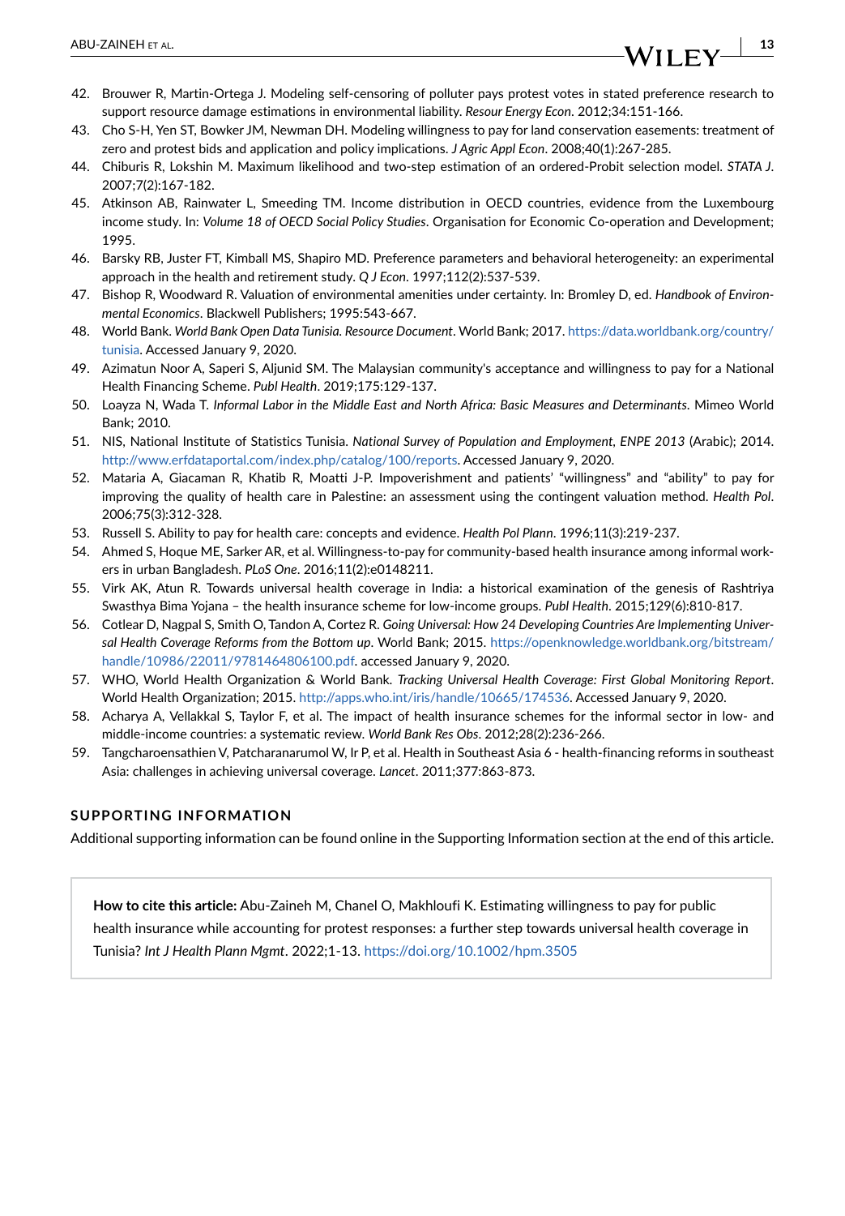42. Brouwer R, Martin-Ortega J. Modeling self-censoring of polluter pays protest votes in stated preference research to support resource damage estimations in environmental liability. *Resour Energy Econ*. 2012;34:151-166.
43. Cho S-H, Yen ST, Bowker JM, Newman DH. Modeling willingness to pay for land conservation easements: treatment of zero and protest bids and application and policy implications. *J Agric Appl Econ*. 2008;40(1):267-285.
44. Chiburis R, Lokshin M. Maximum likelihood and two-step estimation of an ordered-Probit selection model. *STATA J*. 2007;7(2):167-182.
45. Atkinson AB, Rainwater L, Smeeding TM. Income distribution in OECD countries, evidence from the Luxembourg income study. In: *Volume 18 of OECD Social Policy Studies*. Organisation for Economic Co-operation and Development; 1995.
46. Barsky RB, Juster FT, Kimball MS, Shapiro MD. Preference parameters and behavioral heterogeneity: an experimental approach in the health and retirement study. *Q J Econ*. 1997;112(2):537-539.
47. Bishop R, Woodward R. Valuation of environmental amenities under certainty. In: Bromley D, ed. *Handbook of Environmental Economics*. Blackwell Publishers; 1995:543-667.
48. World Bank. *World Bank Open Data Tunisia. Resource Document*. World Bank; 2017. https://data.worldbank.org/country/tunisia. Accessed January 9, 2020.
49. Azimatun Noor A, Saperi S, Aljunid SM. The Malaysian community's acceptance and willingness to pay for a National Health Financing Scheme. *Publ Health*. 2019;175:129-137.
50. Loayza N, Wada T. *Informal Labor in the Middle East and North Africa: Basic Measures and Determinants*. Mimeo World Bank; 2010.
51. NIS, National Institute of Statistics Tunisia. *National Survey of Population and Employment, ENPE 2013* (Arabic); 2014. http://www.erfdataportal.com/index.php/catalog/100/reports. Accessed January 9, 2020.
52. Mataria A, Giacaman R, Khatib R, Moatti J-P. Impoverishment and patients' "willingness" and "ability" to pay for improving the quality of health care in Palestine: an assessment using the contingent valuation method. *Health Pol*. 2006;75(3):312-328.
53. Russell S. Ability to pay for health care: concepts and evidence. *Health Pol Plann*. 1996;11(3):219-237.
54. Ahmed S, Hoque ME, Sarker AR, et al. Willingness-to-pay for community-based health insurance among informal workers in urban Bangladesh. *PLoS One*. 2016;11(2):e0148211.
55. Virk AK, Atun R. Towards universal health coverage in India: a historical examination of the genesis of Rashtriya Swasthya Bima Yojana – the health insurance scheme for low-income groups. *Publ Health*. 2015;129(6):810-817.
56. Cotlear D, Nagpal S, Smith O, Tandon A, Cortez R. *Going Universal: How 24 Developing Countries Are Implementing Universal Health Coverage Reforms from the Bottom up*. World Bank; 2015. https://openknowledge.worldbank.org/bitstream/handle/10986/22011/9781464806100.pdf. accessed January 9, 2020.
57. WHO, World Health Organization & World Bank. *Tracking Universal Health Coverage: First Global Monitoring Report*. World Health Organization; 2015. http://apps.who.int/iris/handle/10665/174536. Accessed January 9, 2020.
58. Acharya A, Vellakkal S, Taylor F, et al. The impact of health insurance schemes for the informal sector in low- and middle-income countries: a systematic review. *World Bank Res Obs*. 2012;28(2):236-266.
59. Tangcharoensathien V, Patcharanarumol W, Ir P, et al. Health in Southeast Asia 6 - health-financing reforms in southeast Asia: challenges in achieving universal coverage. *Lancet*. 2011;377:863-873.

## SUPPORTING INFORMATION

Additional supporting information can be found online in the Supporting Information section at the end of this article.

**How to cite this article:** Abu-Zaineh M, Chanel O, Makhloufi K. Estimating willingness to pay for public health insurance while accounting for protest responses: a further step towards universal health coverage in Tunisia? *Int J Health Plann Mgmt*. 2022;1-13. https://doi.org/10.1002/hpm.3505